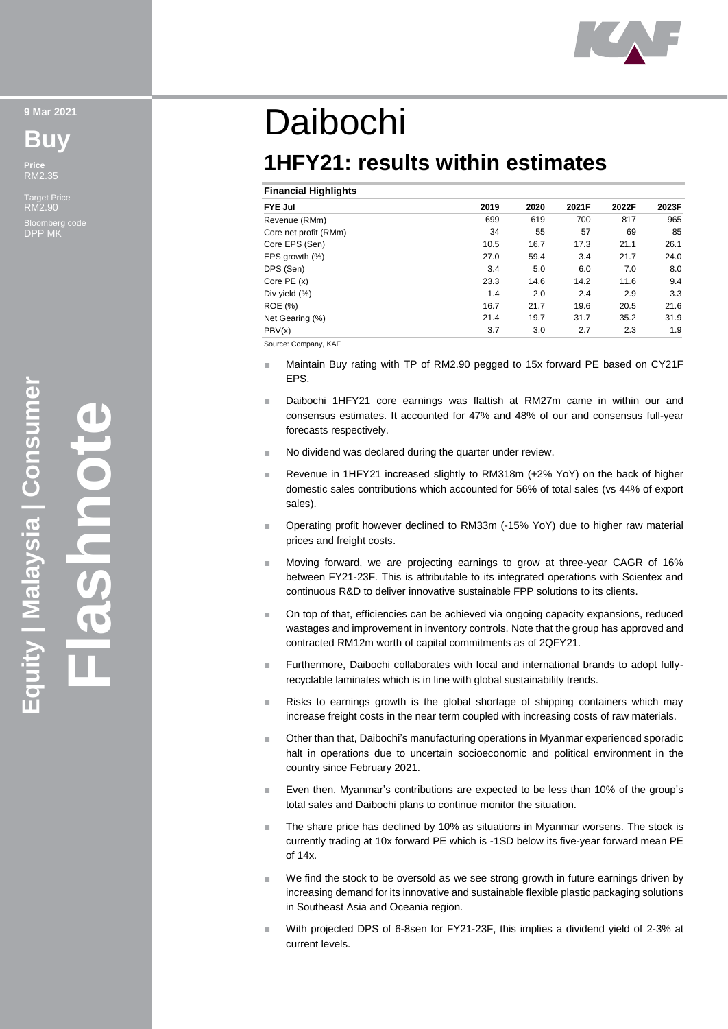9 Mar 2021

**Buy**

**Price**
RM2.35

Target Price
RM2.90

Bloomberg code
DPP MK

Equity | Malaysia | Consumer

**Flashnote**

# Daibochi

## 1HFY21: results within estimates

**Financial Highlights**

| FYE Jul | 2019 | 2020 | 2021F | 2022F | 2023F |
|---|---|---|---|---|---|
| Revenue (RMm) | 699 | 619 | 700 | 817 | 965 |
| Core net profit (RMm) | 34 | 55 | 57 | 69 | 85 |
| Core EPS (Sen) | 10.5 | 16.7 | 17.3 | 21.1 | 26.1 |
| EPS growth (%) | 27.0 | 59.4 | 3.4 | 21.7 | 24.0 |
| DPS (Sen) | 3.4 | 5.0 | 6.0 | 7.0 | 8.0 |
| Core PE (x) | 23.3 | 14.6 | 14.2 | 11.6 | 9.4 |
| Div yield (%) | 1.4 | 2.0 | 2.4 | 2.9 | 3.3 |
| ROE (%) | 16.7 | 21.7 | 19.6 | 20.5 | 21.6 |
| Net Gearing (%) | 21.4 | 19.7 | 31.7 | 35.2 | 31.9 |
| PBV(x) | 3.7 | 3.0 | 2.7 | 2.3 | 1.9 |

Source: Company, KAF

- Maintain Buy rating with TP of RM2.90 pegged to 15x forward PE based on CY21F EPS.
- Daibochi 1HFY21 core earnings was flattish at RM27m came in within our and consensus estimates. It accounted for 47% and 48% of our and consensus full-year forecasts respectively.
- No dividend was declared during the quarter under review.
- Revenue in 1HFY21 increased slightly to RM318m (+2% YoY) on the back of higher domestic sales contributions which accounted for 56% of total sales (vs 44% of export sales).
- Operating profit however declined to RM33m (-15% YoY) due to higher raw material prices and freight costs.
- Moving forward, we are projecting earnings to grow at three-year CAGR of 16% between FY21-23F. This is attributable to its integrated operations with Scientex and continuous R&D to deliver innovative sustainable FPP solutions to its clients.
- On top of that, efficiencies can be achieved via ongoing capacity expansions, reduced wastages and improvement in inventory controls. Note that the group has approved and contracted RM12m worth of capital commitments as of 2QFY21.
- Furthermore, Daibochi collaborates with local and international brands to adopt fully-recyclable laminates which is in line with global sustainability trends.
- Risks to earnings growth is the global shortage of shipping containers which may increase freight costs in the near term coupled with increasing costs of raw materials.
- Other than that, Daibochi's manufacturing operations in Myanmar experienced sporadic halt in operations due to uncertain socioeconomic and political environment in the country since February 2021.
- Even then, Myanmar's contributions are expected to be less than 10% of the group's total sales and Daibochi plans to continue monitor the situation.
- The share price has declined by 10% as situations in Myanmar worsens. The stock is currently trading at 10x forward PE which is -1SD below its five-year forward mean PE of 14x.
- We find the stock to be oversold as we see strong growth in future earnings driven by increasing demand for its innovative and sustainable flexible plastic packaging solutions in Southeast Asia and Oceania region.
- With projected DPS of 6-8sen for FY21-23F, this implies a dividend yield of 2-3% at current levels.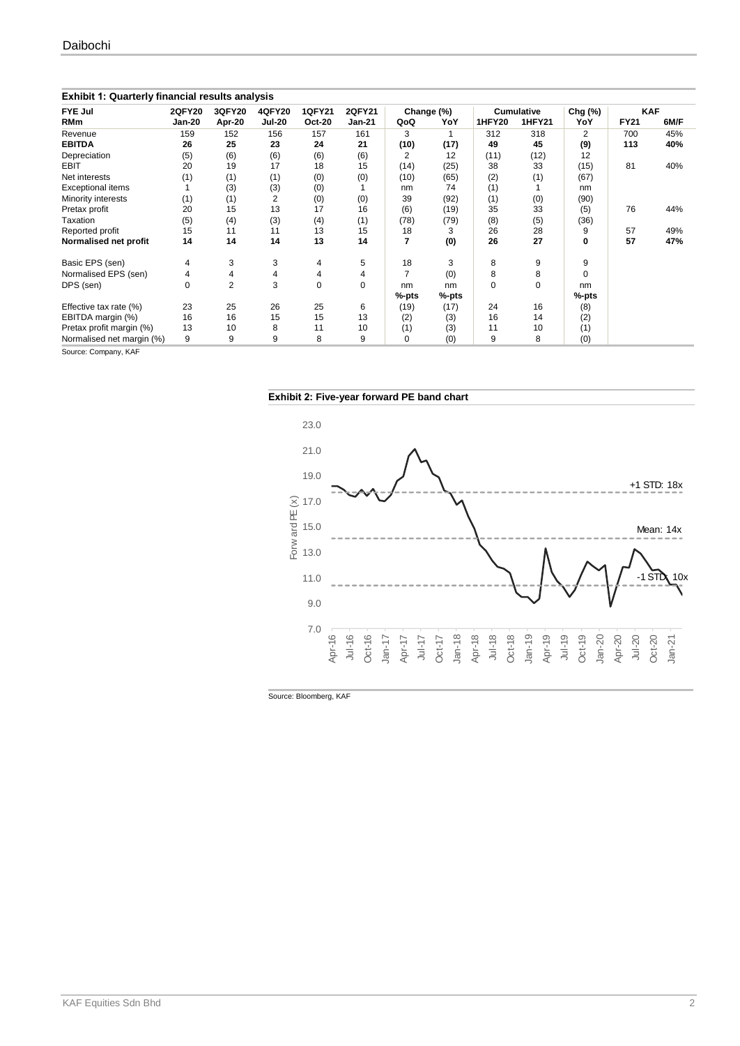**Exhibit 1: Quarterly financial results analysis**

| FYE Jul | 2QFY20 | 3QFY20 | 4QFY20 | 1QFY21 | 2QFY21 | Change (%) | | Cumulative | | Chg (%) | KAF | |
|---|---|---|---|---|---|---|---|---|---|---|---|---|
| RMm | Jan-20 | Apr-20 | Jul-20 | Oct-20 | Jan-21 | QoQ | YoY | 1HFY20 | 1HFY21 | YoY | FY21 | 6M/F |
| Revenue | 159 | 152 | 156 | 157 | 161 | 3 | 1 | 312 | 318 | 2 | 700 | 45% |
| **EBITDA** | **26** | **25** | **23** | **24** | **21** | **(10)** | **(17)** | **49** | **45** | **(9)** | **113** | **40%** |
| Depreciation | (5) | (6) | (6) | (6) | (6) | 2 | 12 | (11) | (12) | 12 | | |
| EBIT | 20 | 19 | 17 | 18 | 15 | (14) | (25) | 38 | 33 | (15) | 81 | 40% |
| Net interests | (1) | (1) | (1) | (0) | (0) | (10) | (65) | (2) | (1) | (67) | | |
| Exceptional items | 1 | (3) | (3) | (0) | 1 | nm | 74 | (1) | 1 | nm | | |
| Minority interests | (1) | (1) | 2 | (0) | (0) | 39 | (92) | (1) | (0) | (90) | | |
| Pretax profit | 20 | 15 | 13 | 17 | 16 | (6) | (19) | 35 | 33 | (5) | 76 | 44% |
| Taxation | (5) | (4) | (3) | (4) | (1) | (78) | (79) | (8) | (5) | (36) | | |
| Reported profit | 15 | 11 | 11 | 13 | 15 | 18 | 3 | 26 | 28 | 9 | 57 | 49% |
| **Normalised net profit** | **14** | **14** | **14** | **13** | **14** | **7** | **(0)** | **26** | **27** | **0** | **57** | **47%** |
| | | | | | | | | | | | | |
| Basic EPS (sen) | 4 | 3 | 3 | 4 | 5 | 18 | 3 | 8 | 9 | 9 | | |
| Normalised EPS (sen) | 4 | 4 | 4 | 4 | 4 | 7 | (0) | 8 | 8 | 0 | | |
| DPS (sen) | 0 | 2 | 3 | 0 | 0 | nm | nm | 0 | 0 | nm | | |
| | | | | | | %-pts | %-pts | | | %-pts | | |
| Effective tax rate (%) | 23 | 25 | 26 | 25 | 6 | (19) | (17) | 24 | 16 | (8) | | |
| EBITDA margin (%) | 16 | 16 | 15 | 15 | 13 | (2) | (3) | 16 | 14 | (2) | | |
| Pretax profit margin (%) | 13 | 10 | 8 | 11 | 10 | (1) | (3) | 11 | 10 | (1) | | |
| Normalised net margin (%) | 9 | 9 | 9 | 8 | 9 | 0 | (0) | 9 | 8 | (0) | | |

Source: Company, KAF

**Exhibit 2: Five-year forward PE band chart**

Source: Bloomberg, KAF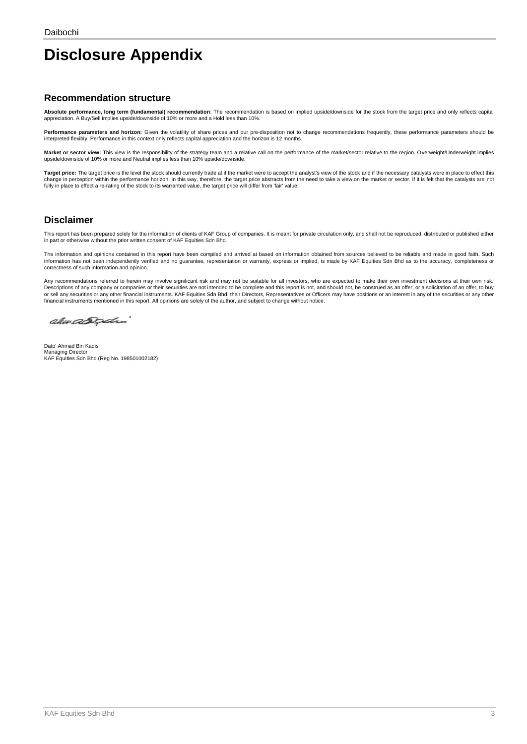# Disclosure Appendix

## Recommendation structure

**Absolute performance, long term (fundamental) recommendation**: The recommendation is based on implied upside/downside for the stock from the target price and only reflects capital appreciation. A Buy/Sell implies upside/downside of 10% or more and a Hold less than 10%.

**Performance parameters and horizon:** Given the volatility of share prices and our pre-disposition not to change recommendations frequently, these performance parameters should be interpreted flexibly. Performance in this context only reflects capital appreciation and the horizon is 12 months.

**Market or sector view:** This view is the responsibility of the strategy team and a relative call on the performance of the market/sector relative to the region. Overweight/Underweight implies upside/downside of 10% or more and Neutral implies less than 10% upside/downside.

**Target price:** The target price is the level the stock should currently trade at if the market were to accept the analyst's view of the stock and if the necessary catalysts were in place to effect this change in perception within the performance horizon. In this way, therefore, the target price abstracts from the need to take a view on the market or sector. If it is felt that the catalysts are not fully in place to effect a re-rating of the stock to its warranted value, the target price will differ from 'fair' value.

## Disclaimer

This report has been prepared solely for the information of clients of KAF Group of companies. It is meant for private circulation only, and shall not be reproduced, distributed or published either in part or otherwise without the prior written consent of KAF Equities Sdn Bhd.

The information and opinions contained in this report have been compiled and arrived at based on information obtained from sources believed to be reliable and made in good faith. Such information has not been independently verified and no guarantee, representation or warranty, express or implied, is made by KAF Equities Sdn Bhd as to the accuracy, completeness or correctness of such information and opinion.

Any recommendations referred to herein may involve significant risk and may not be suitable for all investors, who are expected to make their own investment decisions at their own risk. Descriptions of any company or companies or their securities are not intended to be complete and this report is not, and should not, be construed as an offer, or a solicitation of an offer, to buy or sell any securities or any other financial instruments. KAF Equities Sdn Bhd, their Directors, Representatives or Officers may have positions or an interest in any of the securities or any other financial instruments mentioned in this report. All opinions are solely of the author, and subject to change without notice.

Dato' Ahmad Bin Kadis
Managing Director
KAF Equities Sdn Bhd (Reg No. 198501002182)